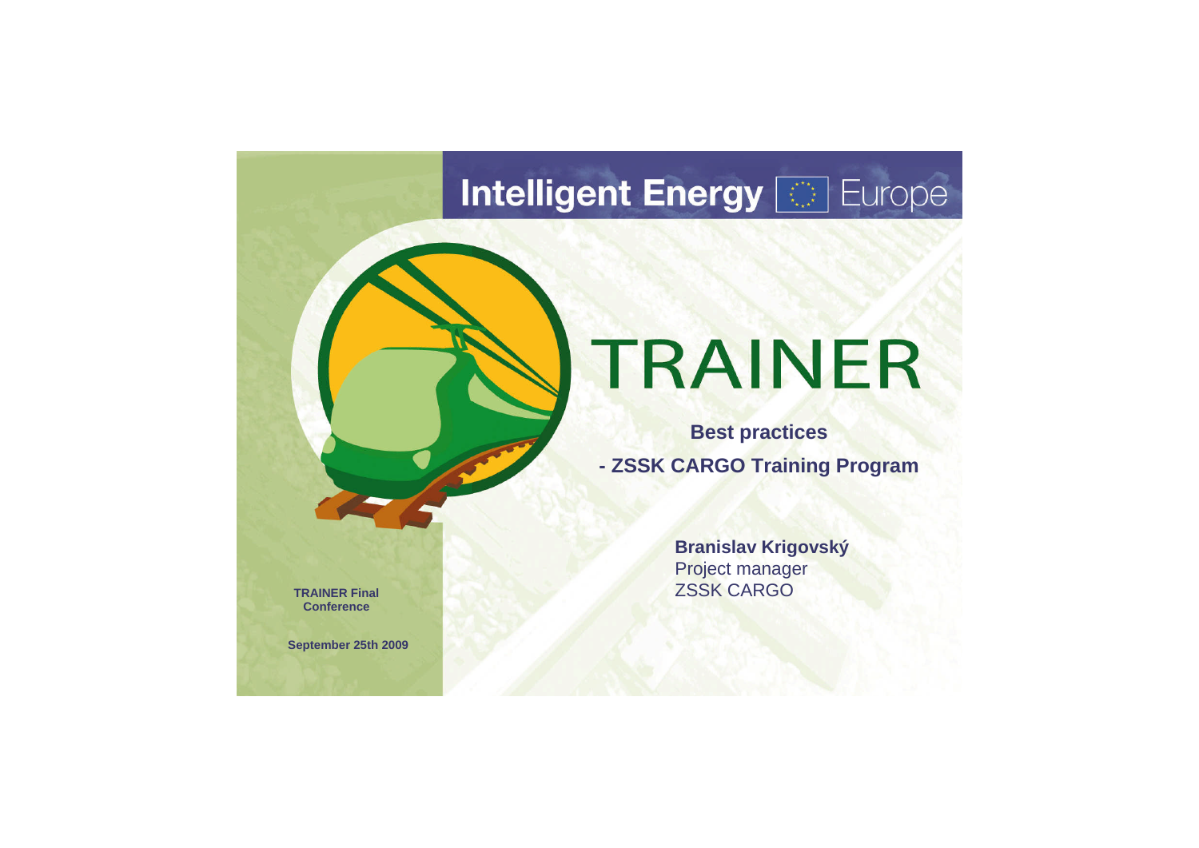Intelligent Energy Europe

# TRAINER

**Best practices**

**- ZSSK CARGO Training Program**

**Branislav Krigovský**
Project manager
ZSSK CARGO

**TRAINER Final Conference**

**September 25th 2009**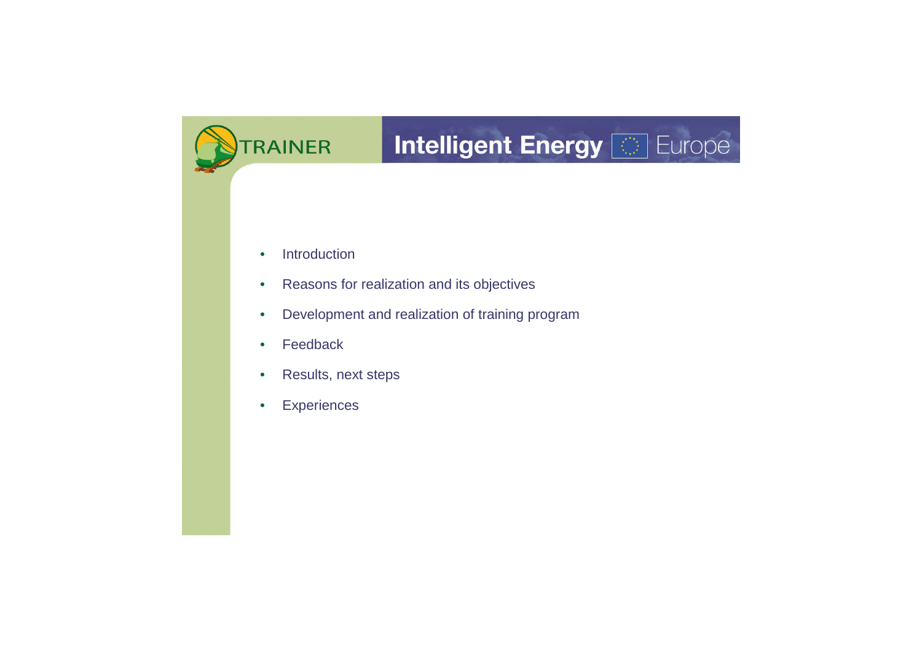- Introduction
- Reasons for realization and its objectives
- Development and realization of training program
- Feedback
- Results, next steps
- Experiences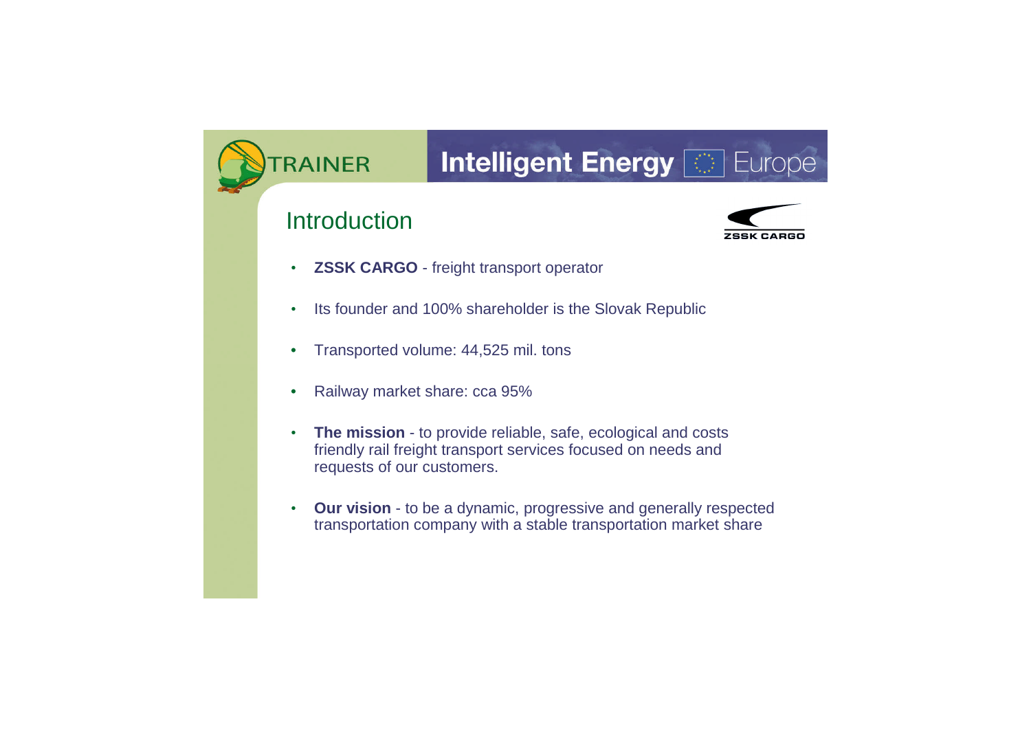# Introduction

- **ZSSK CARGO** - freight transport operator
- Its founder and 100% shareholder is the Slovak Republic
- Transported volume: 44,525 mil. tons
- Railway market share: cca 95%
- **The mission** - to provide reliable, safe, ecological and costs friendly rail freight transport services focused on needs and requests of our customers.
- **Our vision** - to be a dynamic, progressive and generally respected transportation company with a stable transportation market share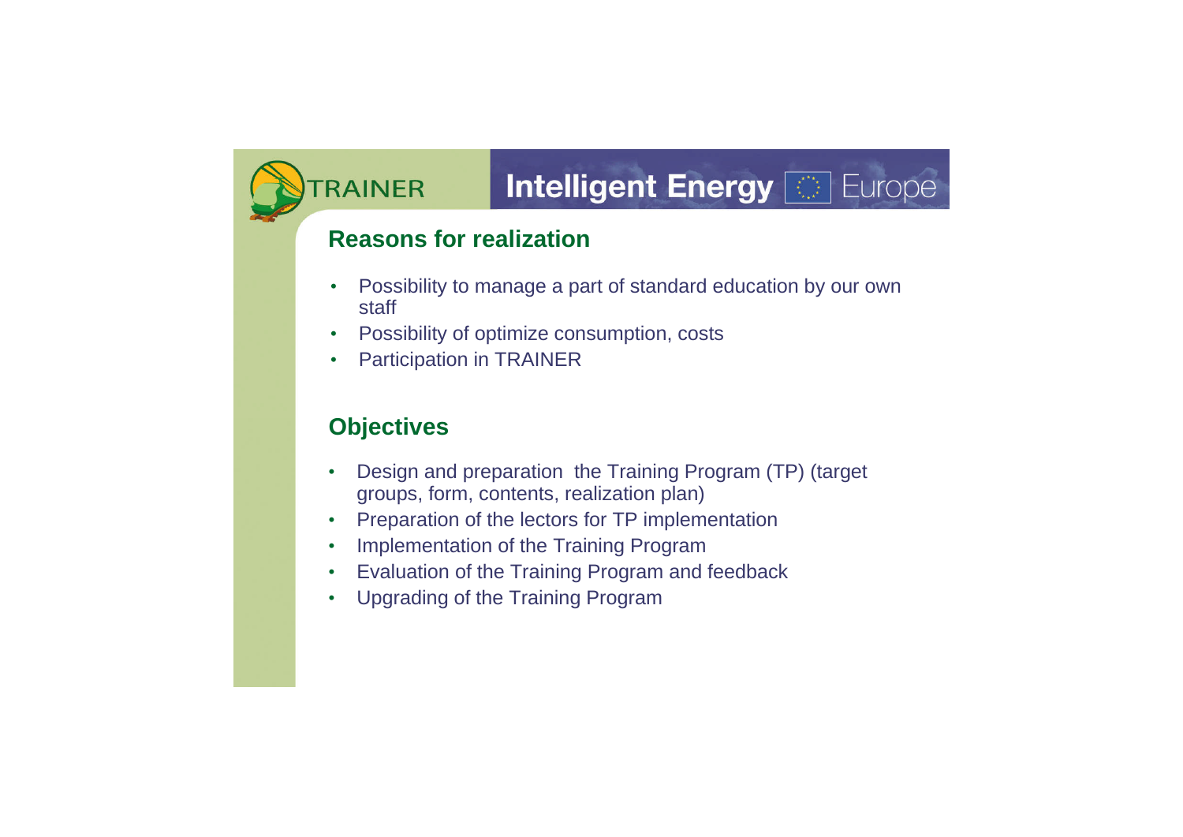## Reasons for realization

- Possibility to manage a part of standard education by our own staff
- Possibility of optimize consumption, costs
- Participation in TRAINER

## Objectives

- Design and preparation  the Training Program (TP) (target groups, form, contents, realization plan)
- Preparation of the lectors for TP implementation
- Implementation of the Training Program
- Evaluation of the Training Program and feedback
- Upgrading of the Training Program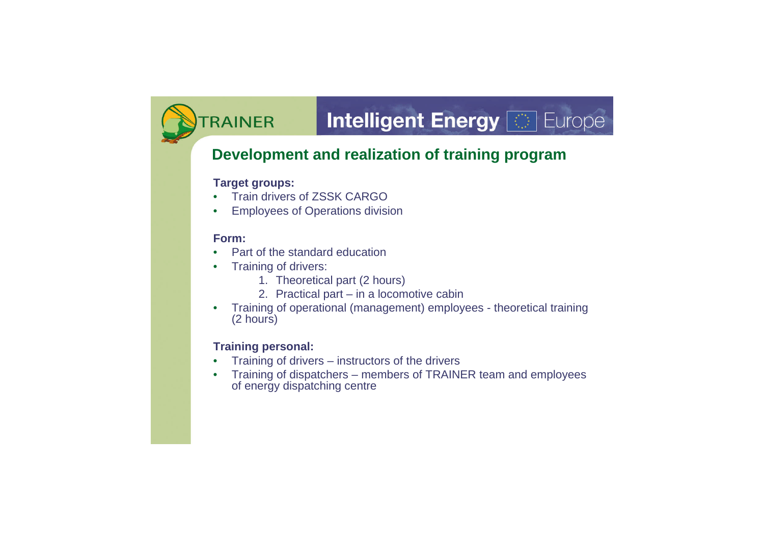# Development and realization of training program

**Target groups:**

- Train drivers of ZSSK CARGO
- Employees of Operations division

**Form:**

- Part of the standard education
- Training of drivers:
    1. Theoretical part (2 hours)
    2. Practical part – in a locomotive cabin
- Training of operational (management) employees - theoretical training (2 hours)

**Training personal:**

- Training of drivers – instructors of the drivers
- Training of dispatchers – members of TRAINER team and employees of energy dispatching centre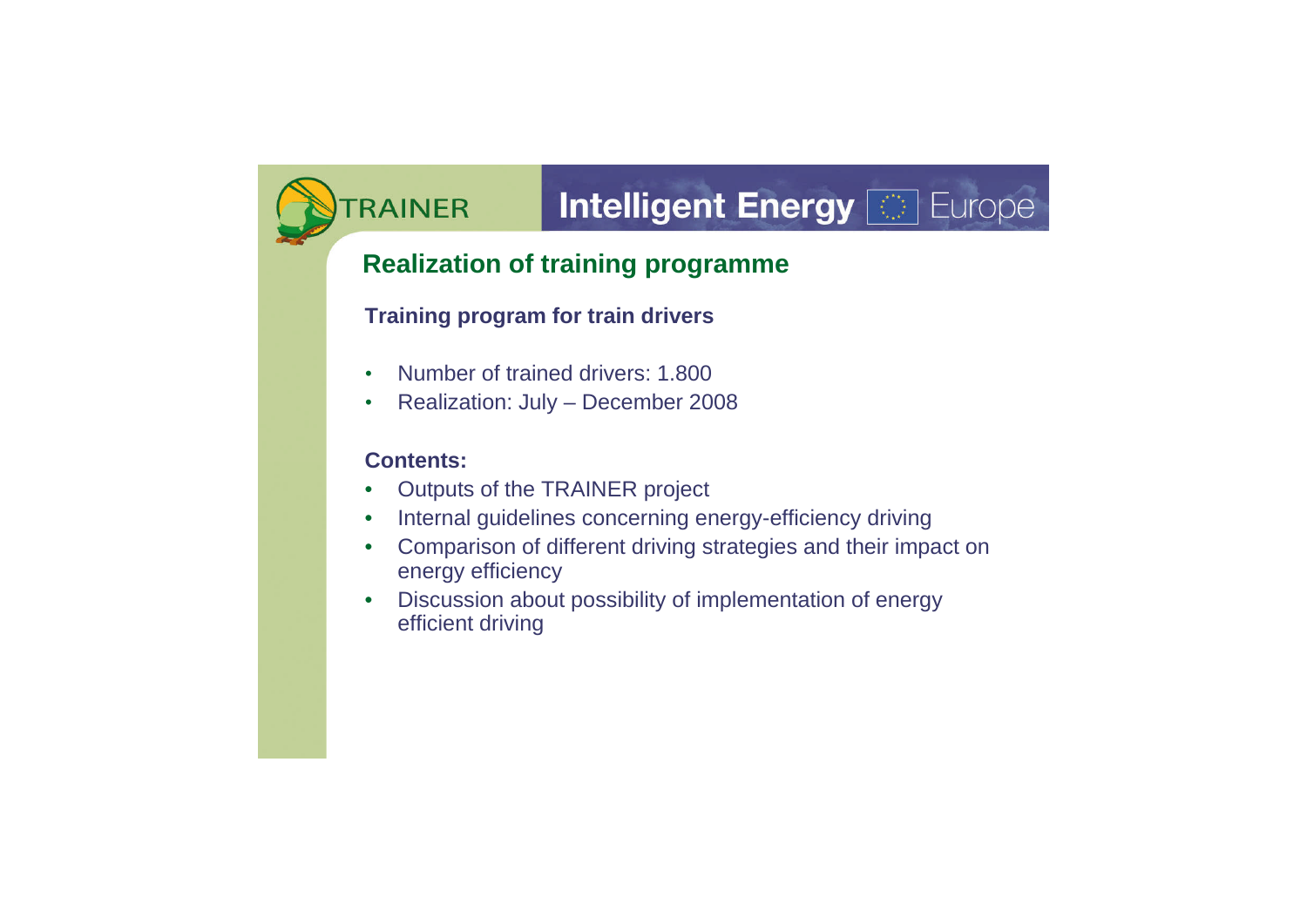## Realization of training programme

**Training program for train drivers**

- Number of trained drivers: 1.800
- Realization: July – December 2008

**Contents:**

- Outputs of the TRAINER project
- Internal guidelines concerning energy-efficiency driving
- Comparison of different driving strategies and their impact on energy efficiency
- Discussion about possibility of implementation of energy efficient driving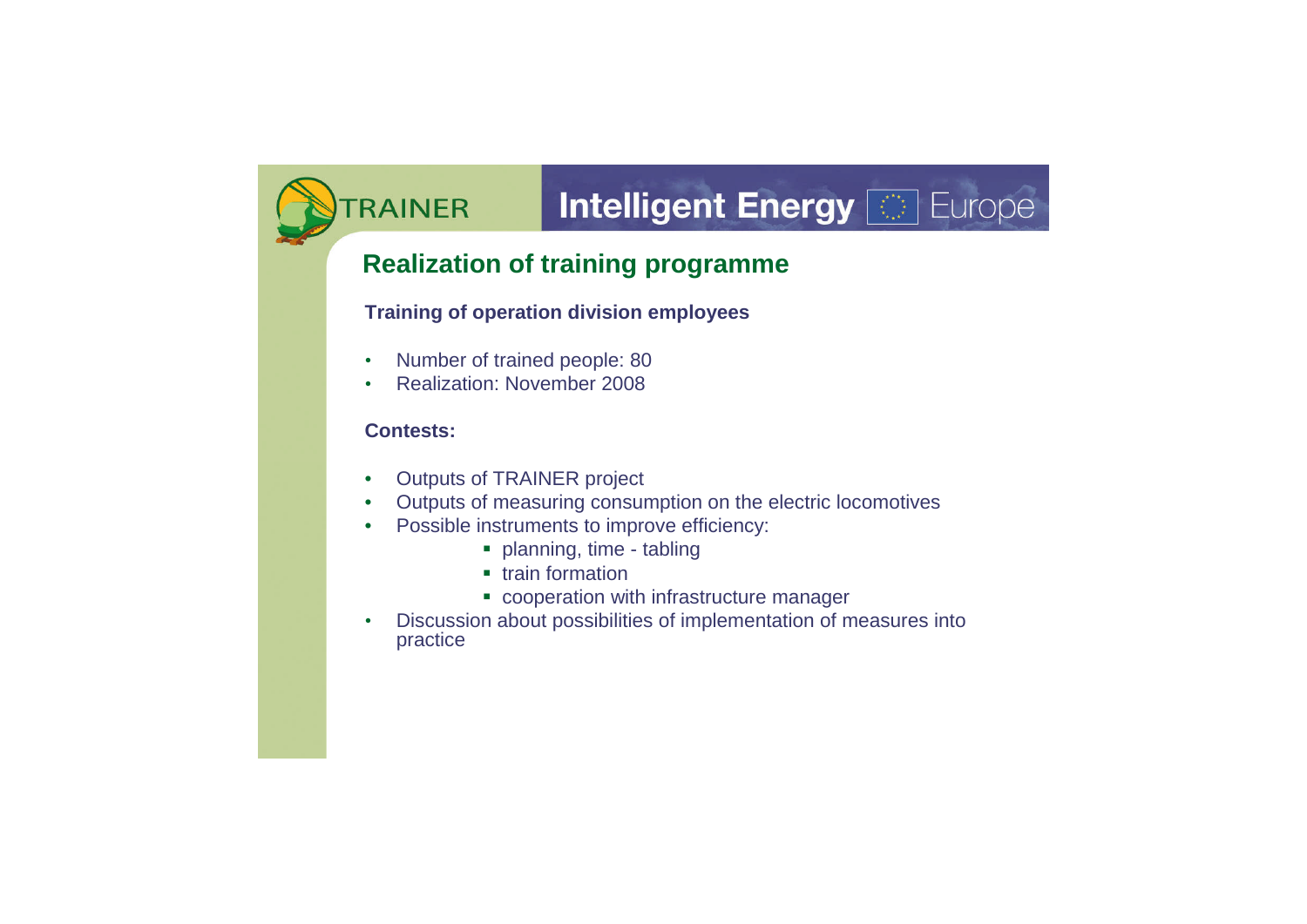## Realization of training programme

**Training of operation division employees**

- Number of trained people: 80
- Realization: November 2008

**Contests:**

- Outputs of TRAINER project
- Outputs of measuring consumption on the electric locomotives
- Possible instruments to improve efficiency:
  - planning, time - tabling
  - train formation
  - cooperation with infrastructure manager
- Discussion about possibilities of implementation of measures into practice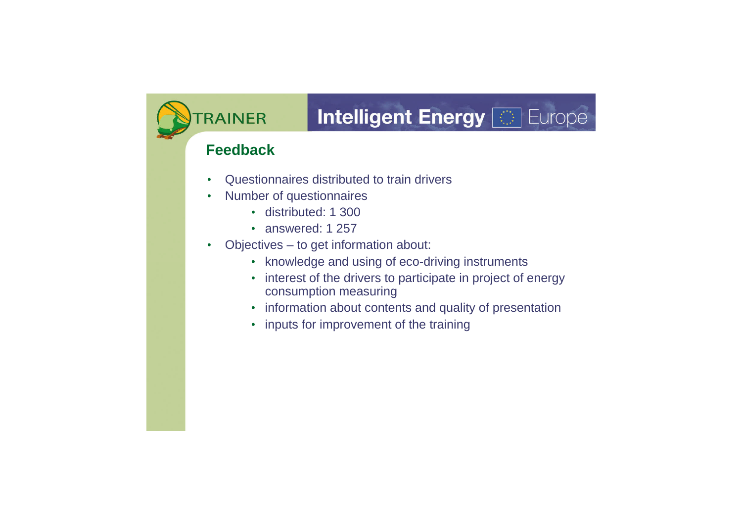## Feedback

- Questionnaires distributed to train drivers
- Number of questionnaires
  - distributed: 1 300
  - answered: 1 257
- Objectives – to get information about:
  - knowledge and using of eco-driving instruments
  - interest of the drivers to participate in project of energy consumption measuring
  - information about contents and quality of presentation
  - inputs for improvement of the training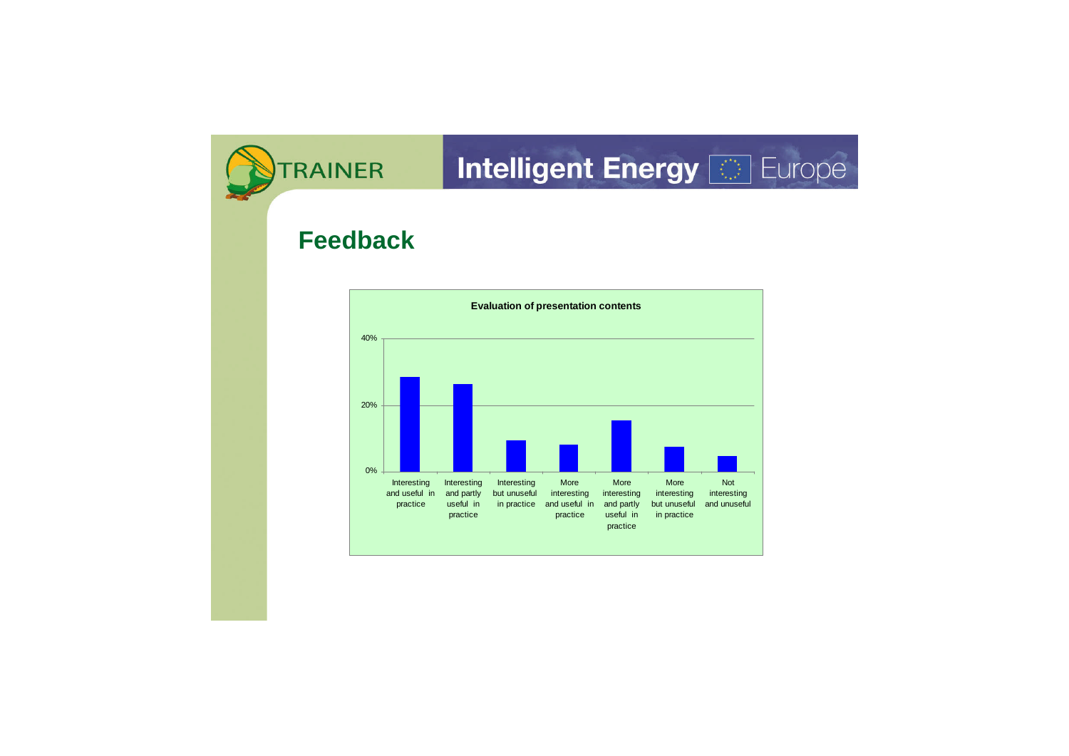# Feedback

**Evaluation of presentation contents**

| Category | Value (approx.) |
|---|---|
| Interesting and useful in practice | ~28% |
| Interesting and partly useful in practice | ~26% |
| Interesting but unuseful in practice | ~9% |
| More interesting and useful in practice | ~8% |
| More interesting and partly useful in practice | ~15% |
| More interesting but unuseful in practice | ~7% |
| Not interesting and unuseful | ~5% |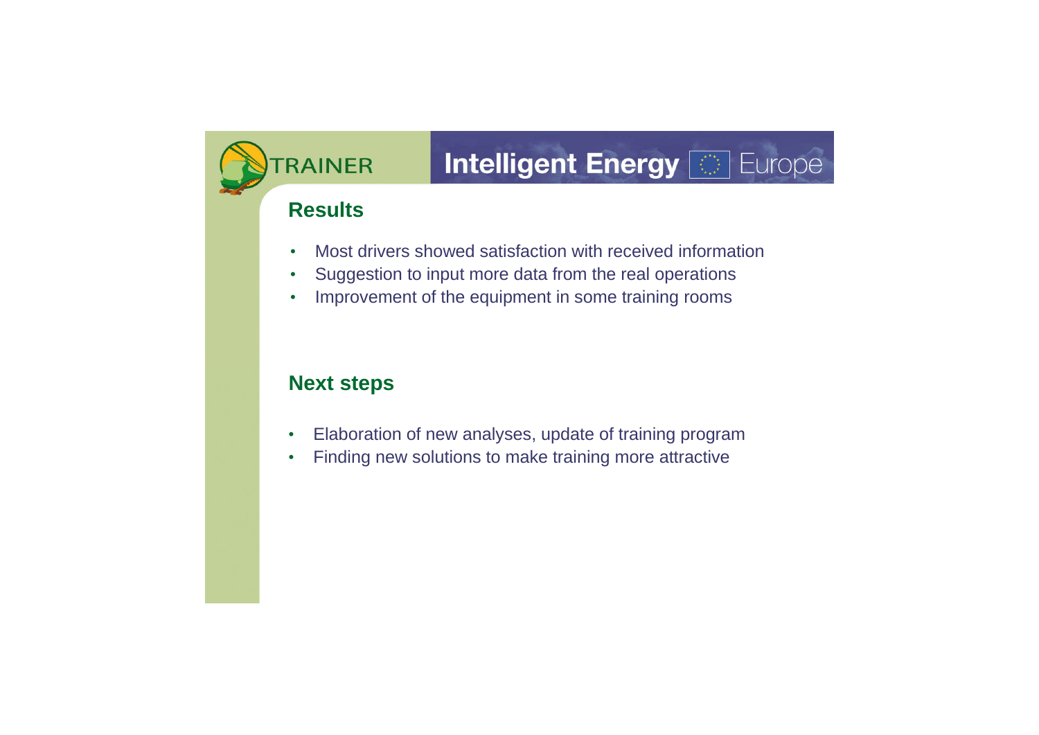## Results

- Most drivers showed satisfaction with received information
- Suggestion to input more data from the real operations
- Improvement of the equipment in some training rooms

## Next steps

- Elaboration of new analyses, update of training program
- Finding new solutions to make training more attractive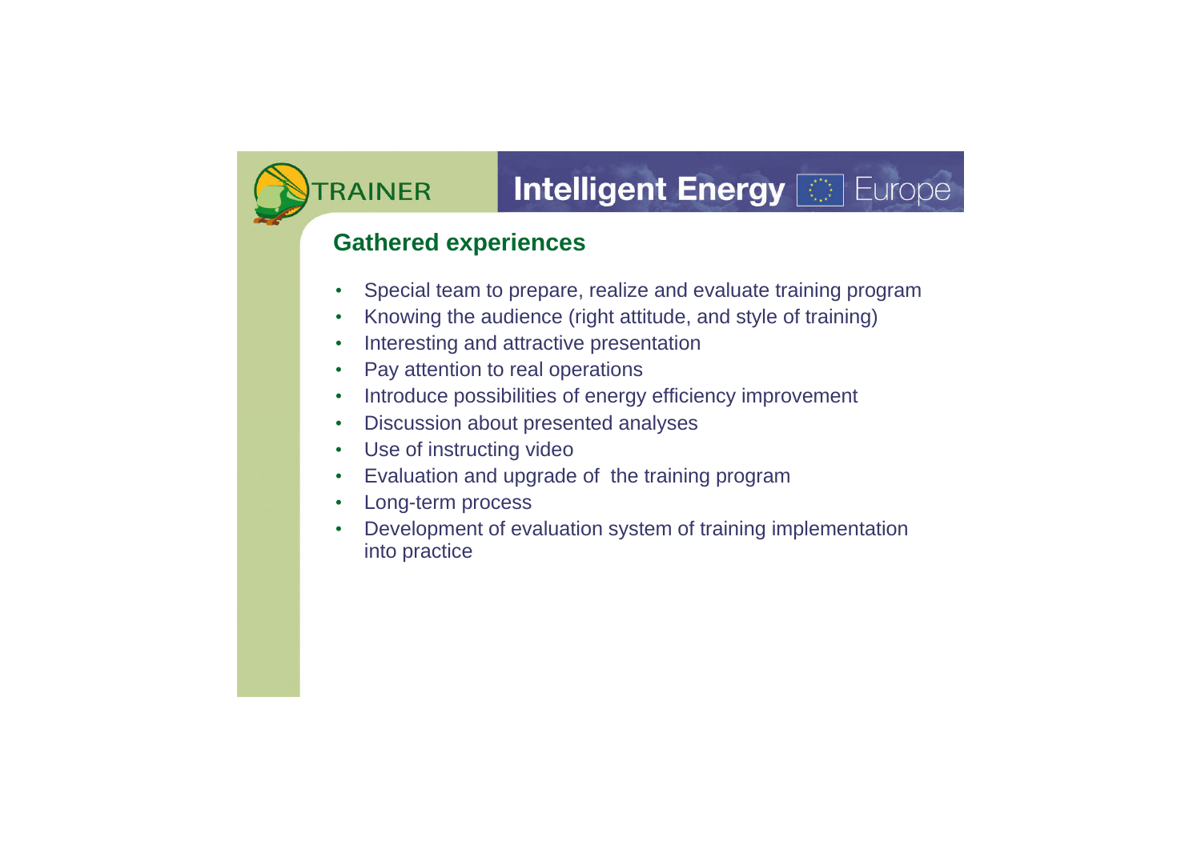## Gathered experiences

- Special team to prepare, realize and evaluate training program
- Knowing the audience (right attitude, and style of training)
- Interesting and attractive presentation
- Pay attention to real operations
- Introduce possibilities of energy efficiency improvement
- Discussion about presented analyses
- Use of instructing video
- Evaluation and upgrade of the training program
- Long-term process
- Development of evaluation system of training implementation into practice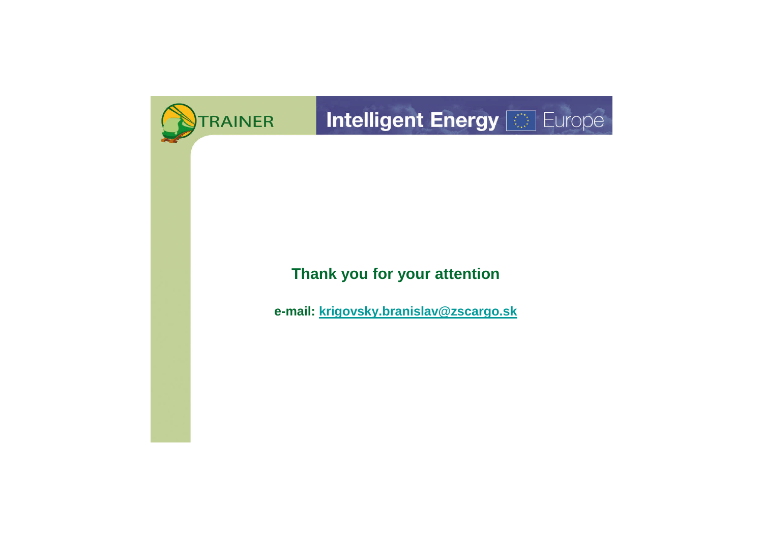TRAINER

Intelligent Energy Europe

**Thank you for your attention**

**e-mail: krigovsky.branislav@zscargo.sk**